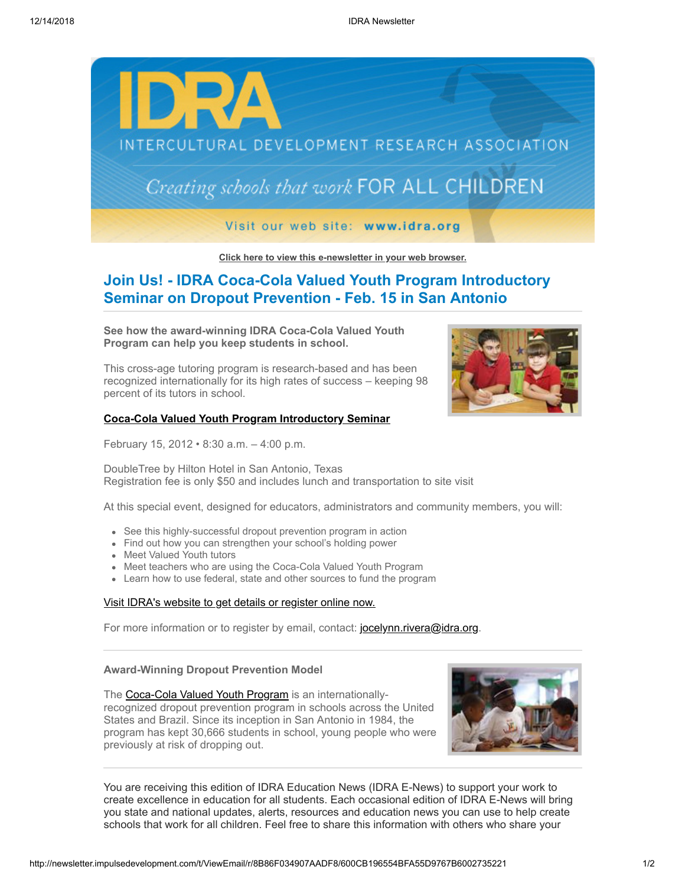IDRA

INTERCULTURAL DEVELOPMENT RESEARCH ASSOCIATION

*Creating schools that work* FOR ALL CHILDREN

Visit our web site: **www.idra.org**

**Click here to view this e-newsletter in your web browser.**

## Join Us! - IDRA Coca-Cola Valued Youth Program Introductory Seminar on Dropout Prevention - Feb. 15 in San Antonio

**See how the award-winning IDRA Coca-Cola Valued Youth Program can help you keep students in school.**

This cross-age tutoring program is research-based and has been recognized internationally for its high rates of success – keeping 98 percent of its tutors in school.

**Coca-Cola Valued Youth Program Introductory Seminar**

February 15, 2012 • 8:30 a.m. – 4:00 p.m.

DoubleTree by Hilton Hotel in San Antonio, Texas
Registration fee is only $50 and includes lunch and transportation to site visit

At this special event, designed for educators, administrators and community members, you will:

- See this highly-successful dropout prevention program in action
- Find out how you can strengthen your school's holding power
- Meet Valued Youth tutors
- Meet teachers who are using the Coca-Cola Valued Youth Program
- Learn how to use federal, state and other sources to fund the program

Visit IDRA's website to get details or register online now.

For more information or to register by email, contact: jocelynn.rivera@idra.org.

**Award-Winning Dropout Prevention Model**

The Coca-Cola Valued Youth Program is an internationally-recognized dropout prevention program in schools across the United States and Brazil. Since its inception in San Antonio in 1984, the program has kept 30,666 students in school, young people who were previously at risk of dropping out.

You are receiving this edition of IDRA Education News (IDRA E-News) to support your work to create excellence in education for all students. Each occasional edition of IDRA E-News will bring you state and national updates, alerts, resources and education news you can use to help create schools that work for all children. Feel free to share this information with others who share your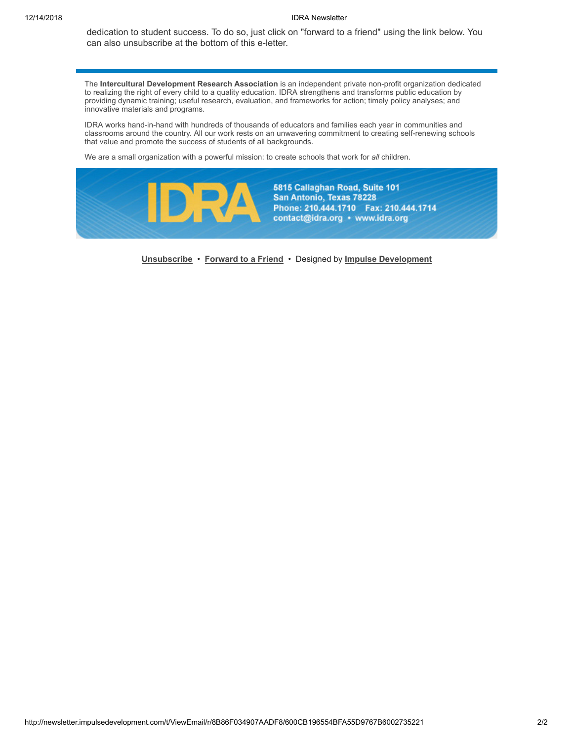dedication to student success. To do so, just click on "forward to a friend" using the link below. You can also unsubscribe at the bottom of this e-letter.

The **Intercultural Development Research Association** is an independent private non-profit organization dedicated to realizing the right of every child to a quality education. IDRA strengthens and transforms public education by providing dynamic training; useful research, evaluation, and frameworks for action; timely policy analyses; and innovative materials and programs.

IDRA works hand-in-hand with hundreds of thousands of educators and families each year in communities and classrooms around the country. All our work rests on an unwavering commitment to creating self-renewing schools that value and promote the success of students of all backgrounds.

We are a small organization with a powerful mission: to create schools that work for *all* children.

IDRA

5815 Callaghan Road, Suite 101
San Antonio, Texas 78228
Phone: 210.444.1710 Fax: 210.444.1714
contact@idra.org • www.idra.org

**Unsubscribe** • **Forward to a Friend** • Designed by **Impulse Development**